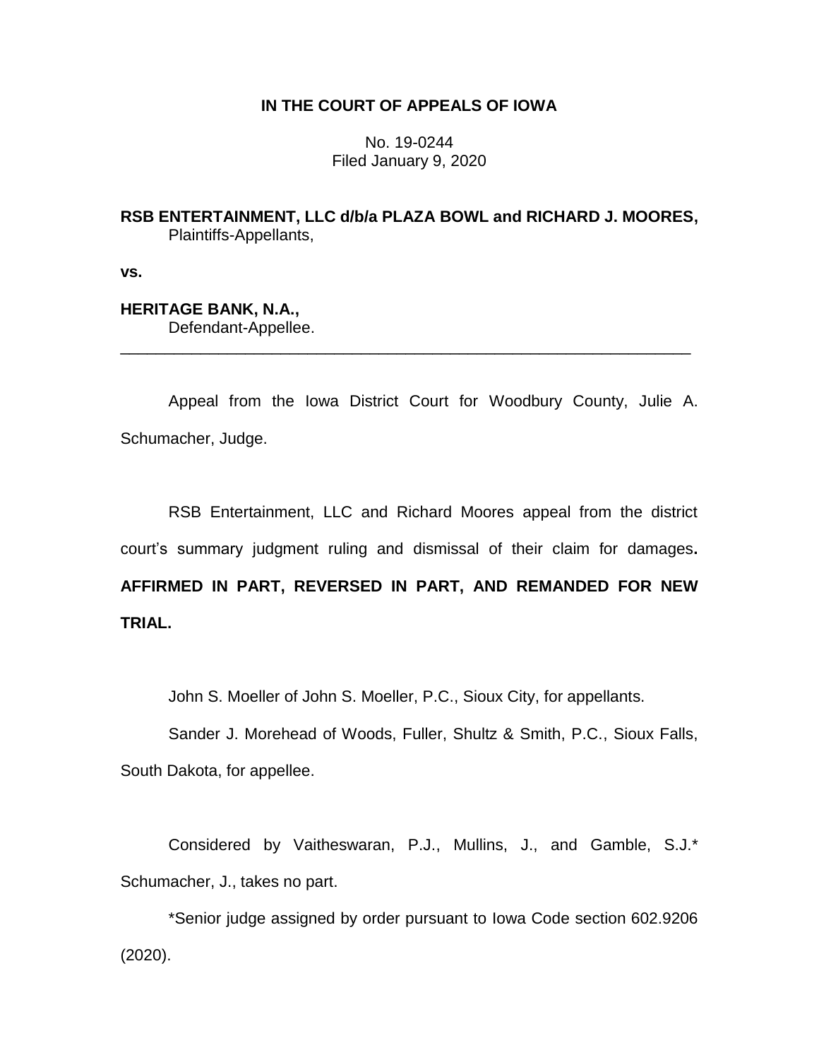**IN THE COURT OF APPEALS OF IOWA**

No. 19-0244
Filed January 9, 2020

**RSB ENTERTAINMENT, LLC d/b/a PLAZA BOWL and RICHARD J. MOORES,**
Plaintiffs-Appellants,

**vs.**

**HERITAGE BANK, N.A.,**
Defendant-Appellee.

---

Appeal from the Iowa District Court for Woodbury County, Julie A. Schumacher, Judge.

RSB Entertainment, LLC and Richard Moores appeal from the district court's summary judgment ruling and dismissal of their claim for damages**. AFFIRMED IN PART, REVERSED IN PART, AND REMANDED FOR NEW TRIAL.**

John S. Moeller of John S. Moeller, P.C., Sioux City, for appellants.

Sander J. Morehead of Woods, Fuller, Shultz & Smith, P.C., Sioux Falls, South Dakota, for appellee.

Considered by Vaitheswaran, P.J., Mullins, J., and Gamble, S.J.* Schumacher, J., takes no part.

*Senior judge assigned by order pursuant to Iowa Code section 602.9206 (2020).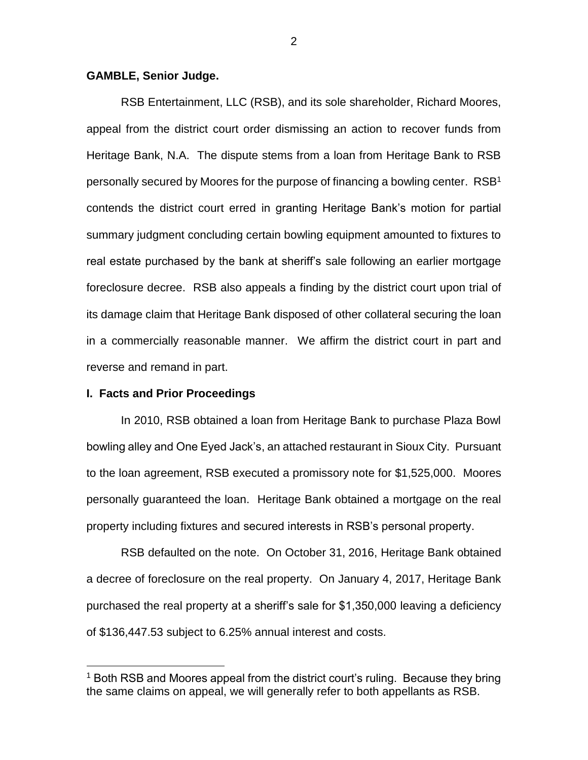**GAMBLE, Senior Judge.**

RSB Entertainment, LLC (RSB), and its sole shareholder, Richard Moores, appeal from the district court order dismissing an action to recover funds from Heritage Bank, N.A. The dispute stems from a loan from Heritage Bank to RSB personally secured by Moores for the purpose of financing a bowling center. RSB[1] contends the district court erred in granting Heritage Bank's motion for partial summary judgment concluding certain bowling equipment amounted to fixtures to real estate purchased by the bank at sheriff's sale following an earlier mortgage foreclosure decree. RSB also appeals a finding by the district court upon trial of its damage claim that Heritage Bank disposed of other collateral securing the loan in a commercially reasonable manner. We affirm the district court in part and reverse and remand in part.

## I. Facts and Prior Proceedings

In 2010, RSB obtained a loan from Heritage Bank to purchase Plaza Bowl bowling alley and One Eyed Jack's, an attached restaurant in Sioux City. Pursuant to the loan agreement, RSB executed a promissory note for $1,525,000. Moores personally guaranteed the loan. Heritage Bank obtained a mortgage on the real property including fixtures and secured interests in RSB's personal property.

RSB defaulted on the note. On October 31, 2016, Heritage Bank obtained a decree of foreclosure on the real property. On January 4, 2017, Heritage Bank purchased the real property at a sheriff's sale for $1,350,000 leaving a deficiency of $136,447.53 subject to 6.25% annual interest and costs.

[1] Both RSB and Moores appeal from the district court's ruling. Because they bring the same claims on appeal, we will generally refer to both appellants as RSB.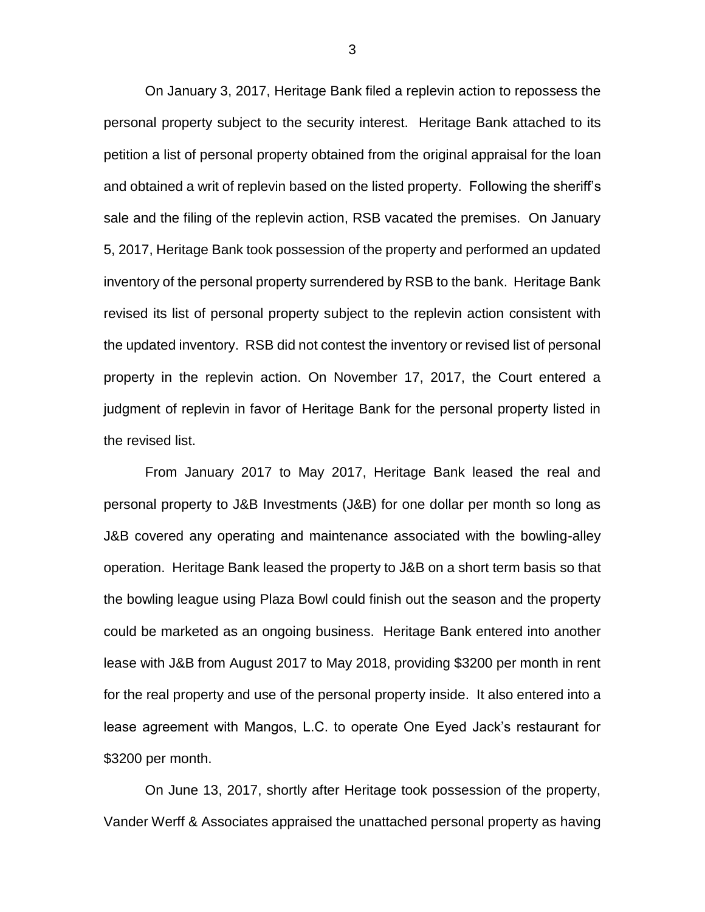On January 3, 2017, Heritage Bank filed a replevin action to repossess the personal property subject to the security interest. Heritage Bank attached to its petition a list of personal property obtained from the original appraisal for the loan and obtained a writ of replevin based on the listed property. Following the sheriff's sale and the filing of the replevin action, RSB vacated the premises. On January 5, 2017, Heritage Bank took possession of the property and performed an updated inventory of the personal property surrendered by RSB to the bank. Heritage Bank revised its list of personal property subject to the replevin action consistent with the updated inventory. RSB did not contest the inventory or revised list of personal property in the replevin action. On November 17, 2017, the Court entered a judgment of replevin in favor of Heritage Bank for the personal property listed in the revised list.

From January 2017 to May 2017, Heritage Bank leased the real and personal property to J&B Investments (J&B) for one dollar per month so long as J&B covered any operating and maintenance associated with the bowling-alley operation. Heritage Bank leased the property to J&B on a short term basis so that the bowling league using Plaza Bowl could finish out the season and the property could be marketed as an ongoing business. Heritage Bank entered into another lease with J&B from August 2017 to May 2018, providing $3200 per month in rent for the real property and use of the personal property inside. It also entered into a lease agreement with Mangos, L.C. to operate One Eyed Jack's restaurant for $3200 per month.

On June 13, 2017, shortly after Heritage took possession of the property, Vander Werff & Associates appraised the unattached personal property as having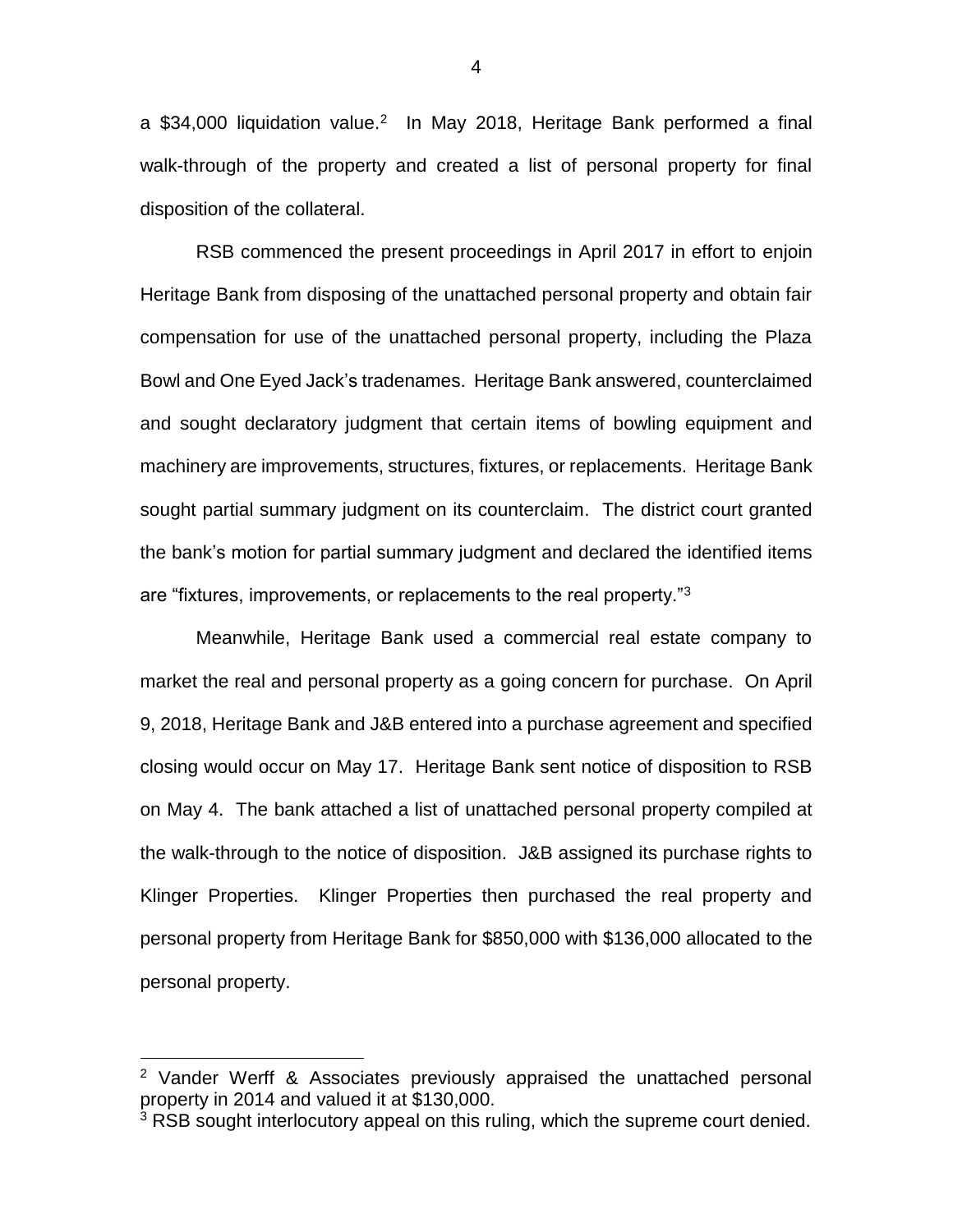a $34,000 liquidation value.[2] In May 2018, Heritage Bank performed a final walk-through of the property and created a list of personal property for final disposition of the collateral.

RSB commenced the present proceedings in April 2017 in effort to enjoin Heritage Bank from disposing of the unattached personal property and obtain fair compensation for use of the unattached personal property, including the Plaza Bowl and One Eyed Jack's tradenames. Heritage Bank answered, counterclaimed and sought declaratory judgment that certain items of bowling equipment and machinery are improvements, structures, fixtures, or replacements. Heritage Bank sought partial summary judgment on its counterclaim. The district court granted the bank's motion for partial summary judgment and declared the identified items are "fixtures, improvements, or replacements to the real property."[3]

Meanwhile, Heritage Bank used a commercial real estate company to market the real and personal property as a going concern for purchase. On April 9, 2018, Heritage Bank and J&B entered into a purchase agreement and specified closing would occur on May 17. Heritage Bank sent notice of disposition to RSB on May 4. The bank attached a list of unattached personal property compiled at the walk-through to the notice of disposition. J&B assigned its purchase rights to Klinger Properties. Klinger Properties then purchased the real property and personal property from Heritage Bank for $850,000 with $136,000 allocated to the personal property.

---

[2] Vander Werff & Associates previously appraised the unattached personal property in 2014 and valued it at $130,000.

[3] RSB sought interlocutory appeal on this ruling, which the supreme court denied.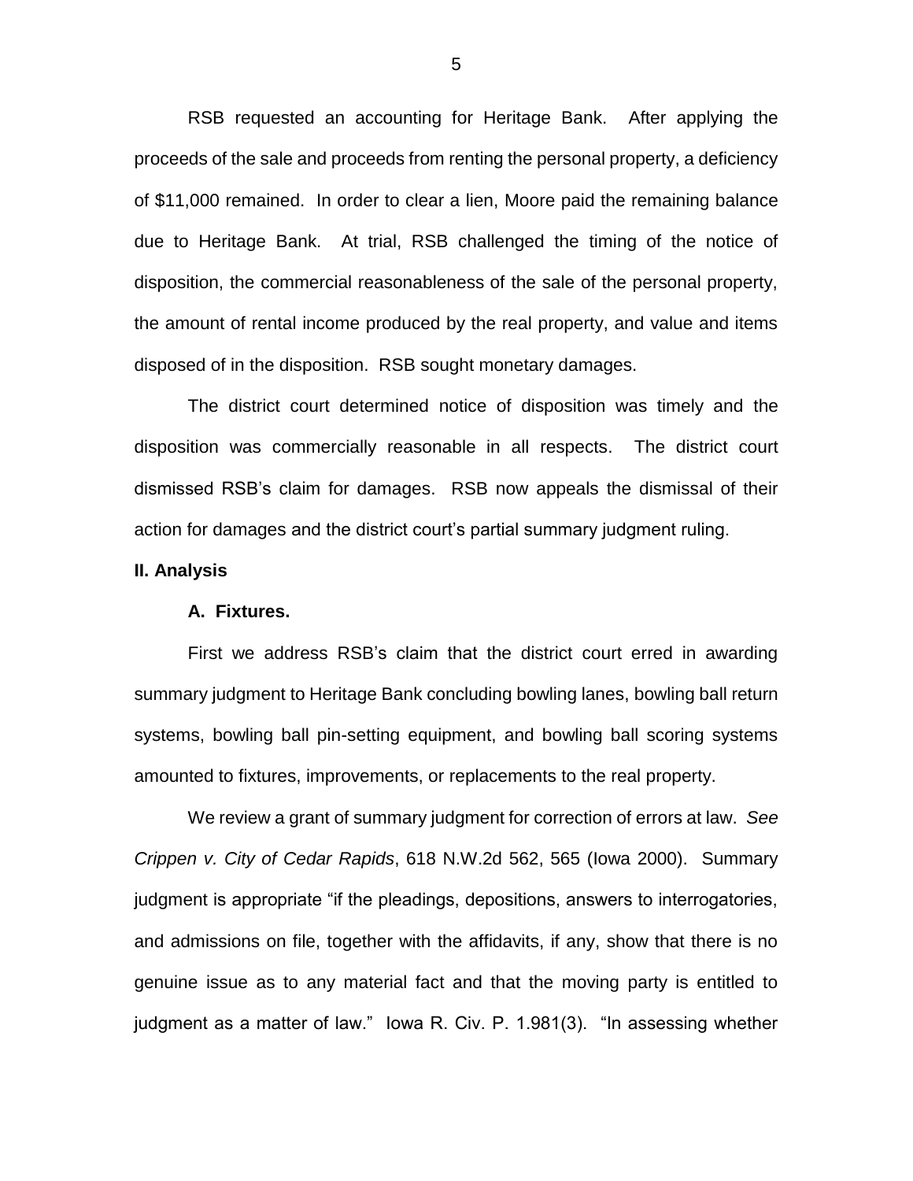RSB requested an accounting for Heritage Bank. After applying the proceeds of the sale and proceeds from renting the personal property, a deficiency of $11,000 remained. In order to clear a lien, Moore paid the remaining balance due to Heritage Bank. At trial, RSB challenged the timing of the notice of disposition, the commercial reasonableness of the sale of the personal property, the amount of rental income produced by the real property, and value and items disposed of in the disposition. RSB sought monetary damages.

The district court determined notice of disposition was timely and the disposition was commercially reasonable in all respects. The district court dismissed RSB's claim for damages. RSB now appeals the dismissal of their action for damages and the district court's partial summary judgment ruling.

**II. Analysis**

**A. Fixtures.**

First we address RSB's claim that the district court erred in awarding summary judgment to Heritage Bank concluding bowling lanes, bowling ball return systems, bowling ball pin-setting equipment, and bowling ball scoring systems amounted to fixtures, improvements, or replacements to the real property.

We review a grant of summary judgment for correction of errors at law. *See Crippen v. City of Cedar Rapids*, 618 N.W.2d 562, 565 (Iowa 2000). Summary judgment is appropriate "if the pleadings, depositions, answers to interrogatories, and admissions on file, together with the affidavits, if any, show that there is no genuine issue as to any material fact and that the moving party is entitled to judgment as a matter of law." Iowa R. Civ. P. 1.981(3). "In assessing whether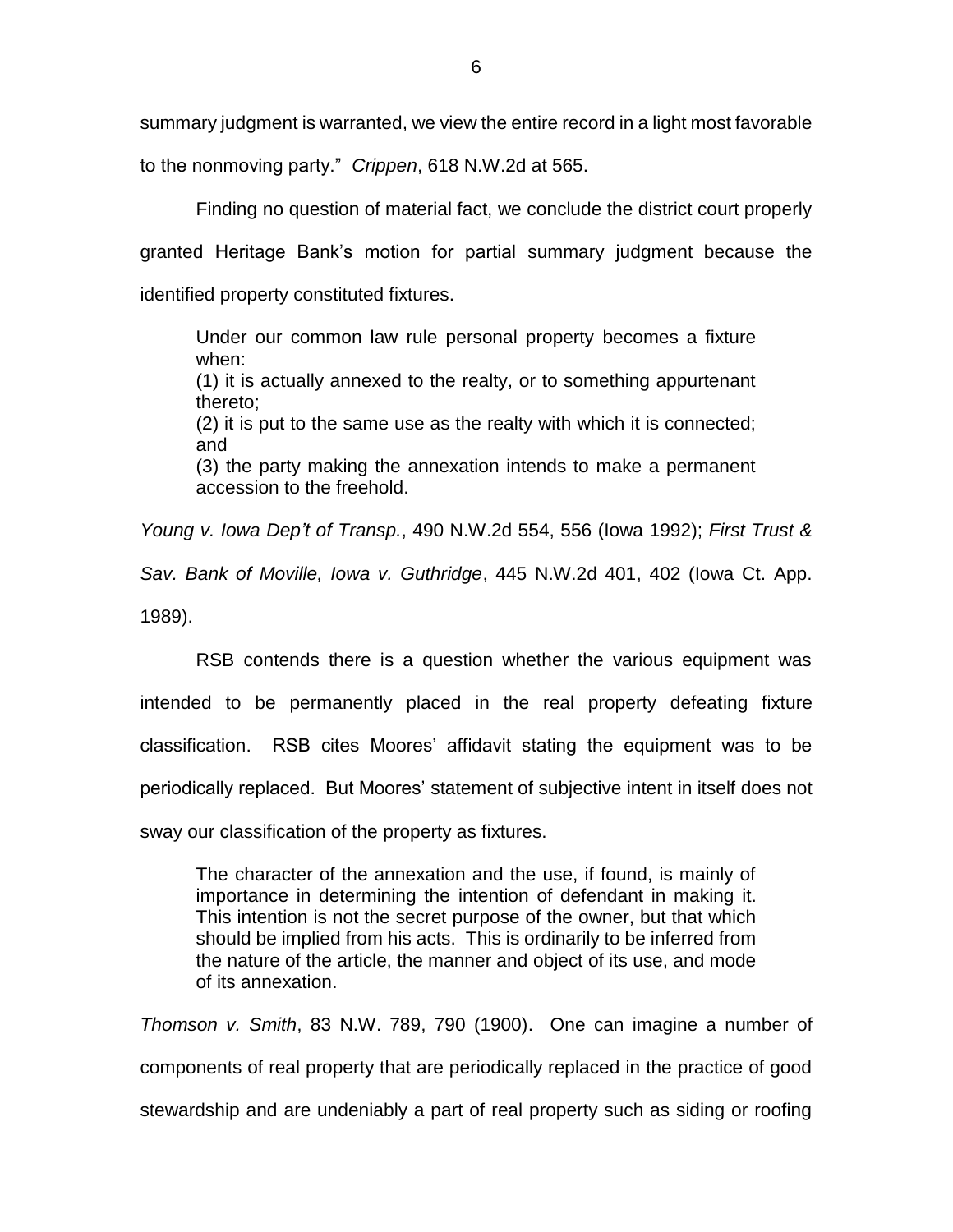summary judgment is warranted, we view the entire record in a light most favorable to the nonmoving party." *Crippen*, 618 N.W.2d at 565.

Finding no question of material fact, we conclude the district court properly granted Heritage Bank's motion for partial summary judgment because the identified property constituted fixtures.

> Under our common law rule personal property becomes a fixture when:
> (1) it is actually annexed to the realty, or to something appurtenant thereto;
> (2) it is put to the same use as the realty with which it is connected; and
> (3) the party making the annexation intends to make a permanent accession to the freehold.

*Young v. Iowa Dep't of Transp.*, 490 N.W.2d 554, 556 (Iowa 1992); *First Trust & Sav. Bank of Moville, Iowa v. Guthridge*, 445 N.W.2d 401, 402 (Iowa Ct. App. 1989).

RSB contends there is a question whether the various equipment was intended to be permanently placed in the real property defeating fixture classification. RSB cites Moores' affidavit stating the equipment was to be periodically replaced. But Moores' statement of subjective intent in itself does not sway our classification of the property as fixtures.

> The character of the annexation and the use, if found, is mainly of importance in determining the intention of defendant in making it. This intention is not the secret purpose of the owner, but that which should be implied from his acts. This is ordinarily to be inferred from the nature of the article, the manner and object of its use, and mode of its annexation.

*Thomson v. Smith*, 83 N.W. 789, 790 (1900). One can imagine a number of components of real property that are periodically replaced in the practice of good stewardship and are undeniably a part of real property such as siding or roofing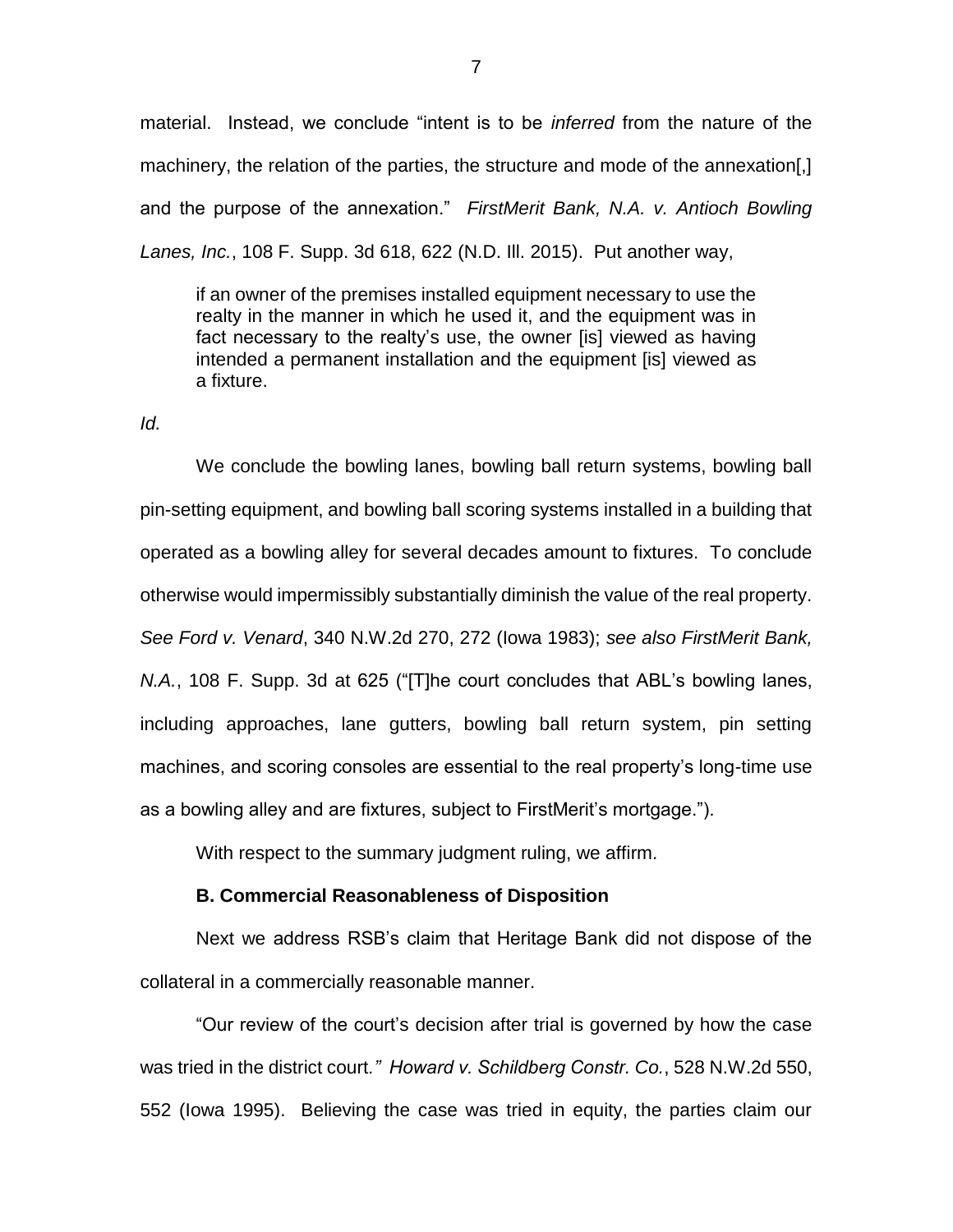material. Instead, we conclude "intent is to be *inferred* from the nature of the machinery, the relation of the parties, the structure and mode of the annexation[,] and the purpose of the annexation." *FirstMerit Bank, N.A. v. Antioch Bowling Lanes, Inc.*, 108 F. Supp. 3d 618, 622 (N.D. Ill. 2015). Put another way,

> if an owner of the premises installed equipment necessary to use the realty in the manner in which he used it, and the equipment was in fact necessary to the realty's use, the owner [is] viewed as having intended a permanent installation and the equipment [is] viewed as a fixture.

*Id.*

We conclude the bowling lanes, bowling ball return systems, bowling ball pin-setting equipment, and bowling ball scoring systems installed in a building that operated as a bowling alley for several decades amount to fixtures. To conclude otherwise would impermissibly substantially diminish the value of the real property. *See Ford v. Venard*, 340 N.W.2d 270, 272 (Iowa 1983); *see also FirstMerit Bank, N.A.*, 108 F. Supp. 3d at 625 ("[T]he court concludes that ABL's bowling lanes, including approaches, lane gutters, bowling ball return system, pin setting machines, and scoring consoles are essential to the real property's long-time use as a bowling alley and are fixtures, subject to FirstMerit's mortgage.").

With respect to the summary judgment ruling, we affirm.

### B. Commercial Reasonableness of Disposition

Next we address RSB's claim that Heritage Bank did not dispose of the collateral in a commercially reasonable manner.

"Our review of the court's decision after trial is governed by how the case was tried in the district court." *Howard v. Schildberg Constr. Co.*, 528 N.W.2d 550, 552 (Iowa 1995). Believing the case was tried in equity, the parties claim our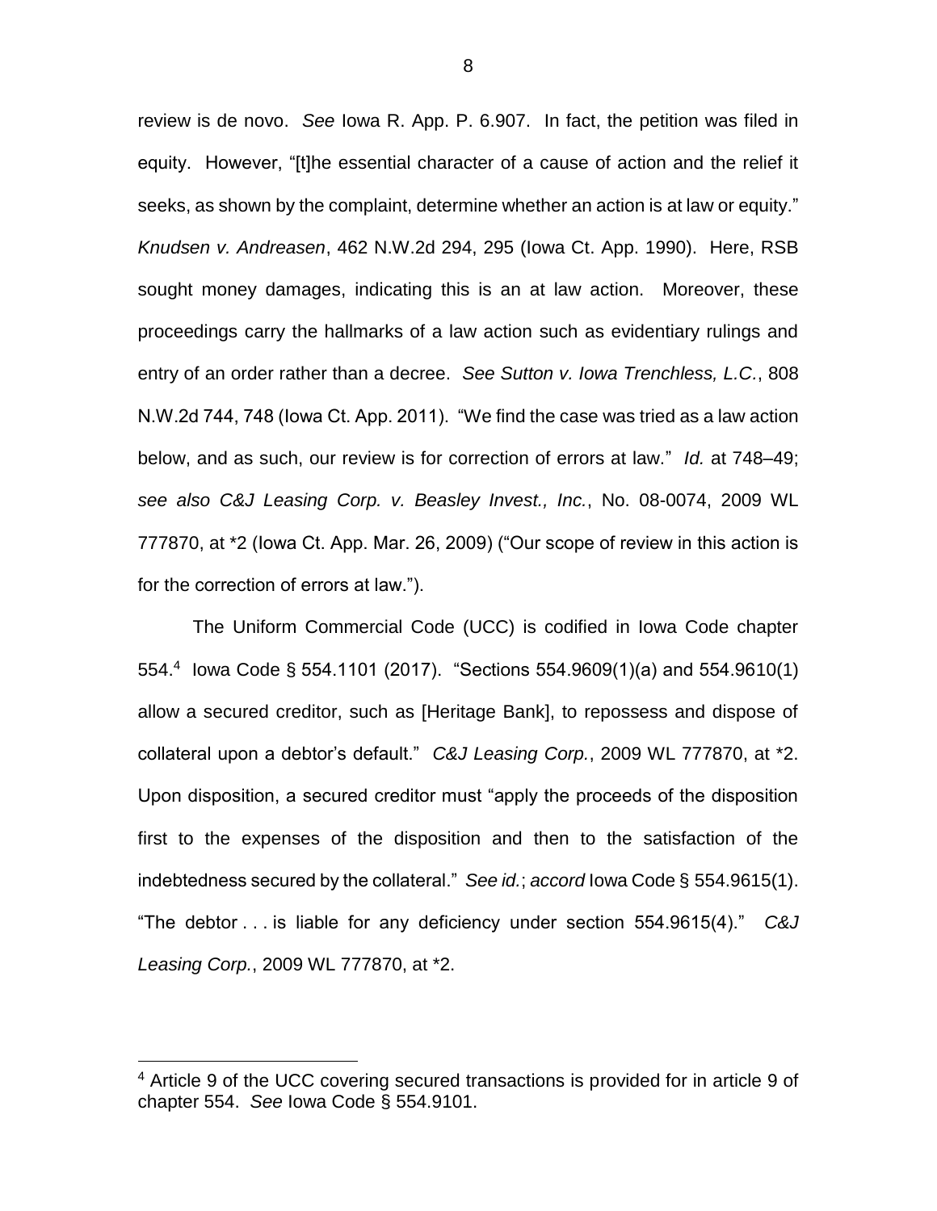review is de novo. *See* Iowa R. App. P. 6.907. In fact, the petition was filed in equity. However, "[t]he essential character of a cause of action and the relief it seeks, as shown by the complaint, determine whether an action is at law or equity." *Knudsen v. Andreasen*, 462 N.W.2d 294, 295 (Iowa Ct. App. 1990). Here, RSB sought money damages, indicating this is an at law action. Moreover, these proceedings carry the hallmarks of a law action such as evidentiary rulings and entry of an order rather than a decree. *See Sutton v. Iowa Trenchless, L.C.*, 808 N.W.2d 744, 748 (Iowa Ct. App. 2011). "We find the case was tried as a law action below, and as such, our review is for correction of errors at law." *Id.* at 748–49; *see also C&J Leasing Corp. v. Beasley Invest., Inc.*, No. 08-0074, 2009 WL 777870, at *2 (Iowa Ct. App. Mar. 26, 2009) ("Our scope of review in this action is for the correction of errors at law.").

The Uniform Commercial Code (UCC) is codified in Iowa Code chapter 554.[4] Iowa Code § 554.1101 (2017). "Sections 554.9609(1)(a) and 554.9610(1) allow a secured creditor, such as [Heritage Bank], to repossess and dispose of collateral upon a debtor's default." *C&J Leasing Corp.*, 2009 WL 777870, at *2. Upon disposition, a secured creditor must "apply the proceeds of the disposition first to the expenses of the disposition and then to the satisfaction of the indebtedness secured by the collateral." *See id.*; *accord* Iowa Code § 554.9615(1). "The debtor . . . is liable for any deficiency under section 554.9615(4)." *C&J Leasing Corp.*, 2009 WL 777870, at *2.

[4] Article 9 of the UCC covering secured transactions is provided for in article 9 of chapter 554. *See* Iowa Code § 554.9101.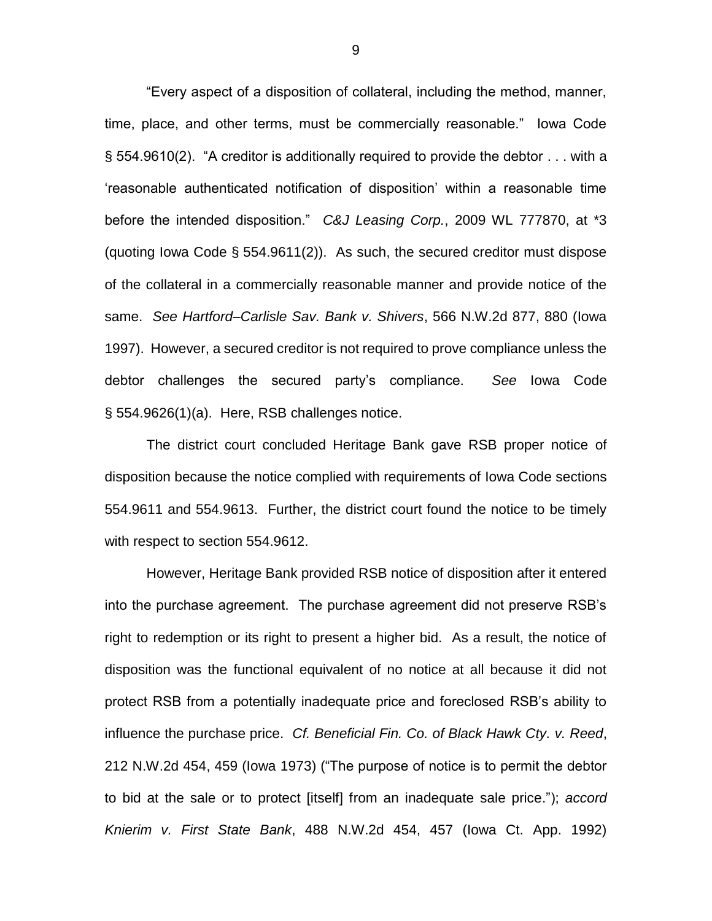"Every aspect of a disposition of collateral, including the method, manner, time, place, and other terms, must be commercially reasonable." Iowa Code § 554.9610(2). "A creditor is additionally required to provide the debtor . . . with a 'reasonable authenticated notification of disposition' within a reasonable time before the intended disposition." *C&J Leasing Corp.*, 2009 WL 777870, at *3 (quoting Iowa Code § 554.9611(2)). As such, the secured creditor must dispose of the collateral in a commercially reasonable manner and provide notice of the same. *See Hartford–Carlisle Sav. Bank v. Shivers*, 566 N.W.2d 877, 880 (Iowa 1997). However, a secured creditor is not required to prove compliance unless the debtor challenges the secured party's compliance. *See* Iowa Code § 554.9626(1)(a). Here, RSB challenges notice.

The district court concluded Heritage Bank gave RSB proper notice of disposition because the notice complied with requirements of Iowa Code sections 554.9611 and 554.9613. Further, the district court found the notice to be timely with respect to section 554.9612.

However, Heritage Bank provided RSB notice of disposition after it entered into the purchase agreement. The purchase agreement did not preserve RSB's right to redemption or its right to present a higher bid. As a result, the notice of disposition was the functional equivalent of no notice at all because it did not protect RSB from a potentially inadequate price and foreclosed RSB's ability to influence the purchase price. *Cf. Beneficial Fin. Co. of Black Hawk Cty. v. Reed*, 212 N.W.2d 454, 459 (Iowa 1973) ("The purpose of notice is to permit the debtor to bid at the sale or to protect [itself] from an inadequate sale price."); *accord Knierim v. First State Bank*, 488 N.W.2d 454, 457 (Iowa Ct. App. 1992)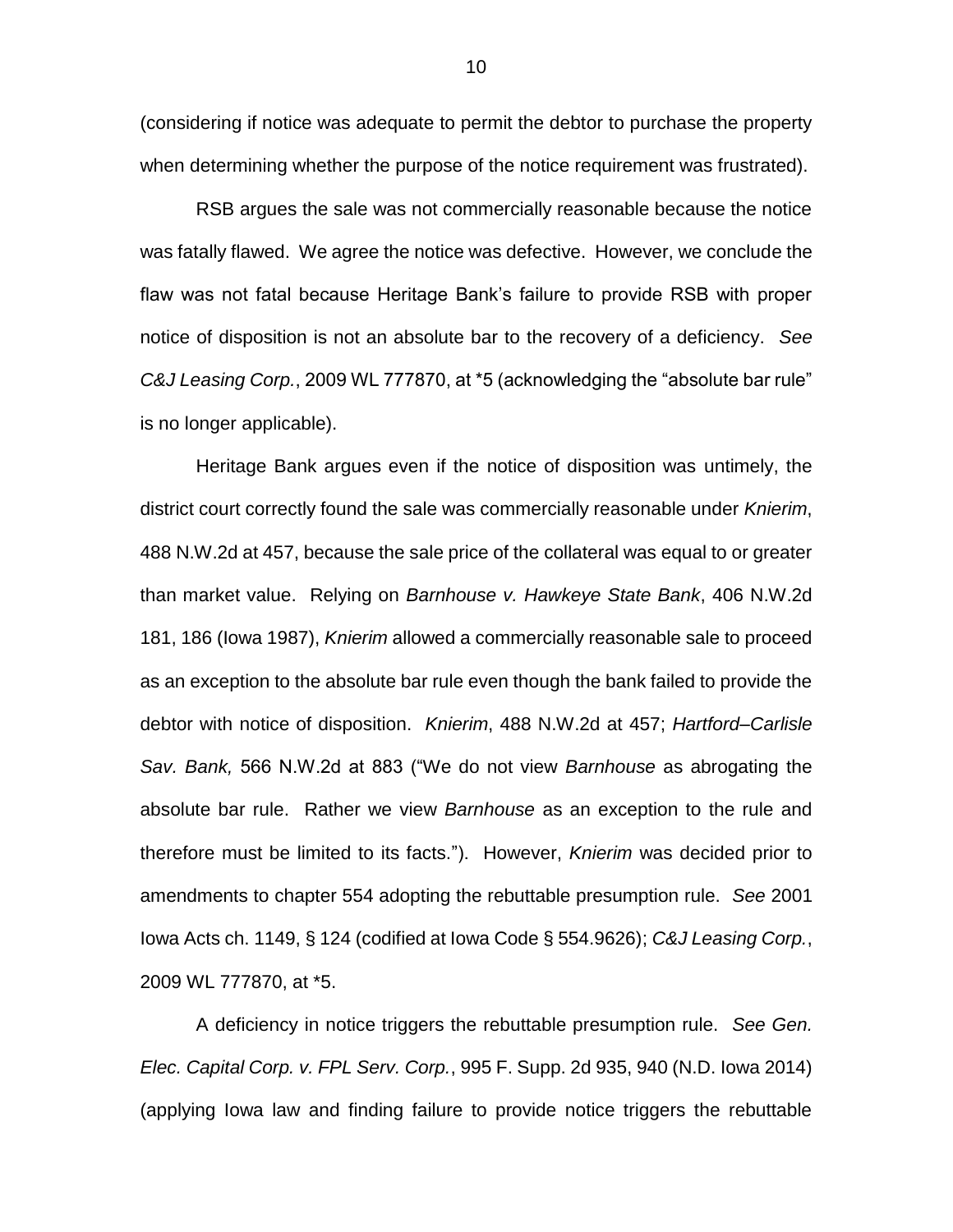(considering if notice was adequate to permit the debtor to purchase the property when determining whether the purpose of the notice requirement was frustrated).

RSB argues the sale was not commercially reasonable because the notice was fatally flawed. We agree the notice was defective. However, we conclude the flaw was not fatal because Heritage Bank's failure to provide RSB with proper notice of disposition is not an absolute bar to the recovery of a deficiency. *See C&J Leasing Corp.*, 2009 WL 777870, at *5 (acknowledging the "absolute bar rule" is no longer applicable).

Heritage Bank argues even if the notice of disposition was untimely, the district court correctly found the sale was commercially reasonable under *Knierim*, 488 N.W.2d at 457, because the sale price of the collateral was equal to or greater than market value. Relying on *Barnhouse v. Hawkeye State Bank*, 406 N.W.2d 181, 186 (Iowa 1987), *Knierim* allowed a commercially reasonable sale to proceed as an exception to the absolute bar rule even though the bank failed to provide the debtor with notice of disposition. *Knierim*, 488 N.W.2d at 457; *Hartford–Carlisle Sav. Bank,* 566 N.W.2d at 883 ("We do not view *Barnhouse* as abrogating the absolute bar rule. Rather we view *Barnhouse* as an exception to the rule and therefore must be limited to its facts."). However, *Knierim* was decided prior to amendments to chapter 554 adopting the rebuttable presumption rule. *See* 2001 Iowa Acts ch. 1149, § 124 (codified at Iowa Code § 554.9626); *C&J Leasing Corp.*, 2009 WL 777870, at *5.

A deficiency in notice triggers the rebuttable presumption rule. *See Gen. Elec. Capital Corp. v. FPL Serv. Corp.*, 995 F. Supp. 2d 935, 940 (N.D. Iowa 2014) (applying Iowa law and finding failure to provide notice triggers the rebuttable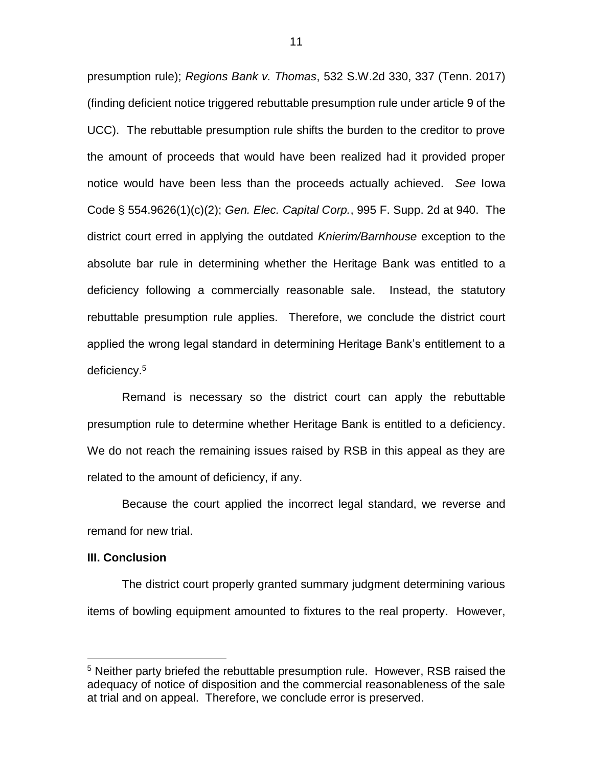presumption rule); *Regions Bank v. Thomas*, 532 S.W.2d 330, 337 (Tenn. 2017) (finding deficient notice triggered rebuttable presumption rule under article 9 of the UCC). The rebuttable presumption rule shifts the burden to the creditor to prove the amount of proceeds that would have been realized had it provided proper notice would have been less than the proceeds actually achieved. *See* Iowa Code § 554.9626(1)(c)(2); *Gen. Elec. Capital Corp.*, 995 F. Supp. 2d at 940. The district court erred in applying the outdated *Knierim/Barnhouse* exception to the absolute bar rule in determining whether the Heritage Bank was entitled to a deficiency following a commercially reasonable sale. Instead, the statutory rebuttable presumption rule applies. Therefore, we conclude the district court applied the wrong legal standard in determining Heritage Bank's entitlement to a deficiency.[5]

Remand is necessary so the district court can apply the rebuttable presumption rule to determine whether Heritage Bank is entitled to a deficiency. We do not reach the remaining issues raised by RSB in this appeal as they are related to the amount of deficiency, if any.

Because the court applied the incorrect legal standard, we reverse and remand for new trial.

**III. Conclusion**

The district court properly granted summary judgment determining various items of bowling equipment amounted to fixtures to the real property. However,

[5] Neither party briefed the rebuttable presumption rule. However, RSB raised the adequacy of notice of disposition and the commercial reasonableness of the sale at trial and on appeal. Therefore, we conclude error is preserved.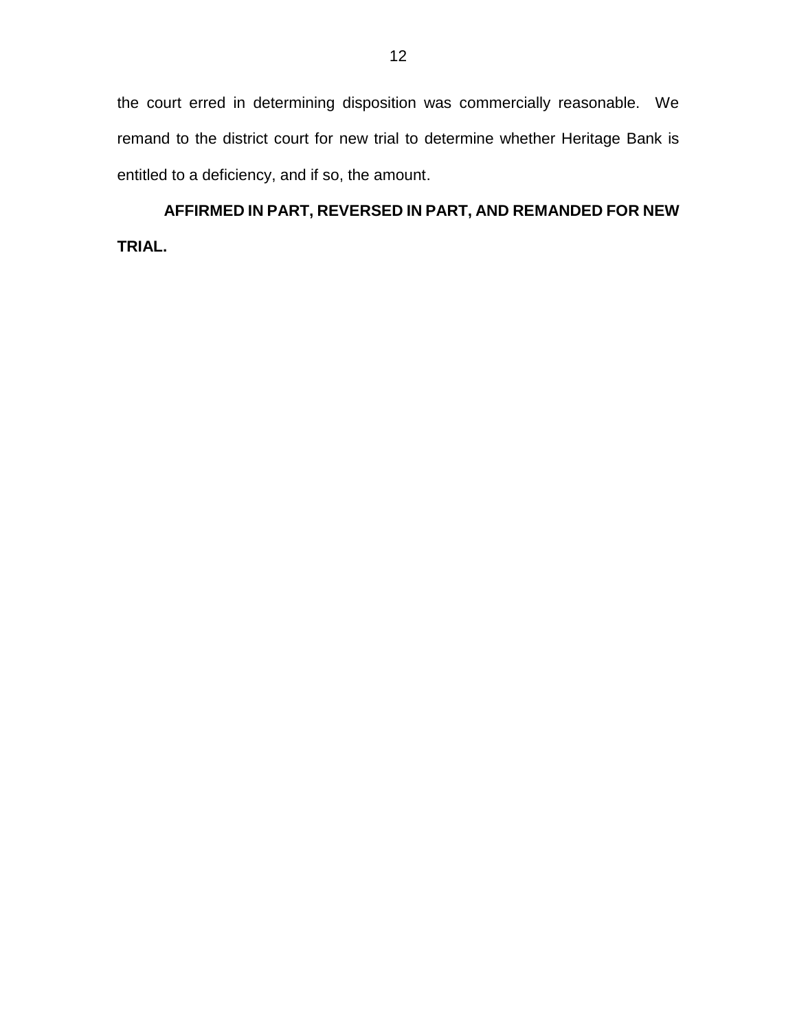the court erred in determining disposition was commercially reasonable. We remand to the district court for new trial to determine whether Heritage Bank is entitled to a deficiency, and if so, the amount.

**AFFIRMED IN PART, REVERSED IN PART, AND REMANDED FOR NEW TRIAL.**